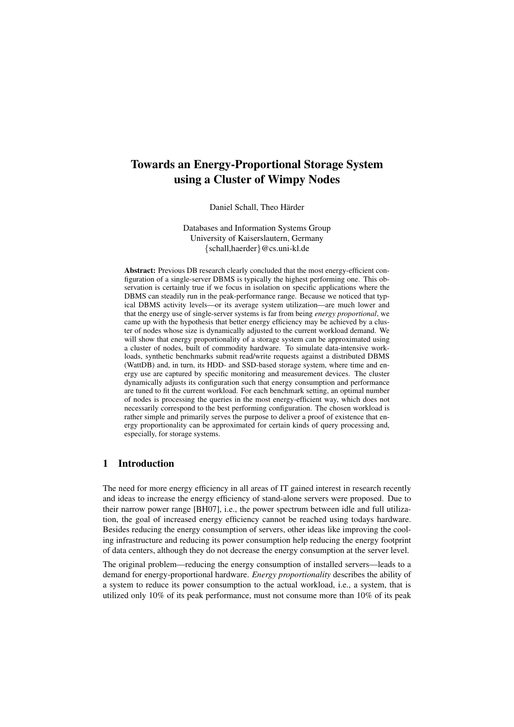# Towards an Energy-Proportional Storage System using a Cluster of Wimpy Nodes

Daniel Schall, Theo Härder

Databases and Information Systems Group
University of Kaiserslautern, Germany
{schall,haerder}@cs.uni-kl.de

**Abstract:** Previous DB research clearly concluded that the most energy-efficient configuration of a single-server DBMS is typically the highest performing one. This observation is certainly true if we focus in isolation on specific applications where the DBMS can steadily run in the peak-performance range. Because we noticed that typical DBMS activity levels—or its average system utilization—are much lower and that the energy use of single-server systems is far from being *energy proportional*, we came up with the hypothesis that better energy efficiency may be achieved by a cluster of nodes whose size is dynamically adjusted to the current workload demand. We will show that energy proportionality of a storage system can be approximated using a cluster of nodes, built of commodity hardware. To simulate data-intensive workloads, synthetic benchmarks submit read/write requests against a distributed DBMS (WattDB) and, in turn, its HDD- and SSD-based storage system, where time and energy use are captured by specific monitoring and measurement devices. The cluster dynamically adjusts its configuration such that energy consumption and performance are tuned to fit the current workload. For each benchmark setting, an optimal number of nodes is processing the queries in the most energy-efficient way, which does not necessarily correspond to the best performing configuration. The chosen workload is rather simple and primarily serves the purpose to deliver a proof of existence that energy proportionality can be approximated for certain kinds of query processing and, especially, for storage systems.

## 1 Introduction

The need for more energy efficiency in all areas of IT gained interest in research recently and ideas to increase the energy efficiency of stand-alone servers were proposed. Due to their narrow power range [BH07], i.e., the power spectrum between idle and full utilization, the goal of increased energy efficiency cannot be reached using todays hardware. Besides reducing the energy consumption of servers, other ideas like improving the cooling infrastructure and reducing its power consumption help reducing the energy footprint of data centers, although they do not decrease the energy consumption at the server level.

The original problem—reducing the energy consumption of installed servers—leads to a demand for energy-proportional hardware. *Energy proportionality* describes the ability of a system to reduce its power consumption to the actual workload, i.e., a system, that is utilized only 10% of its peak performance, must not consume more than 10% of its peak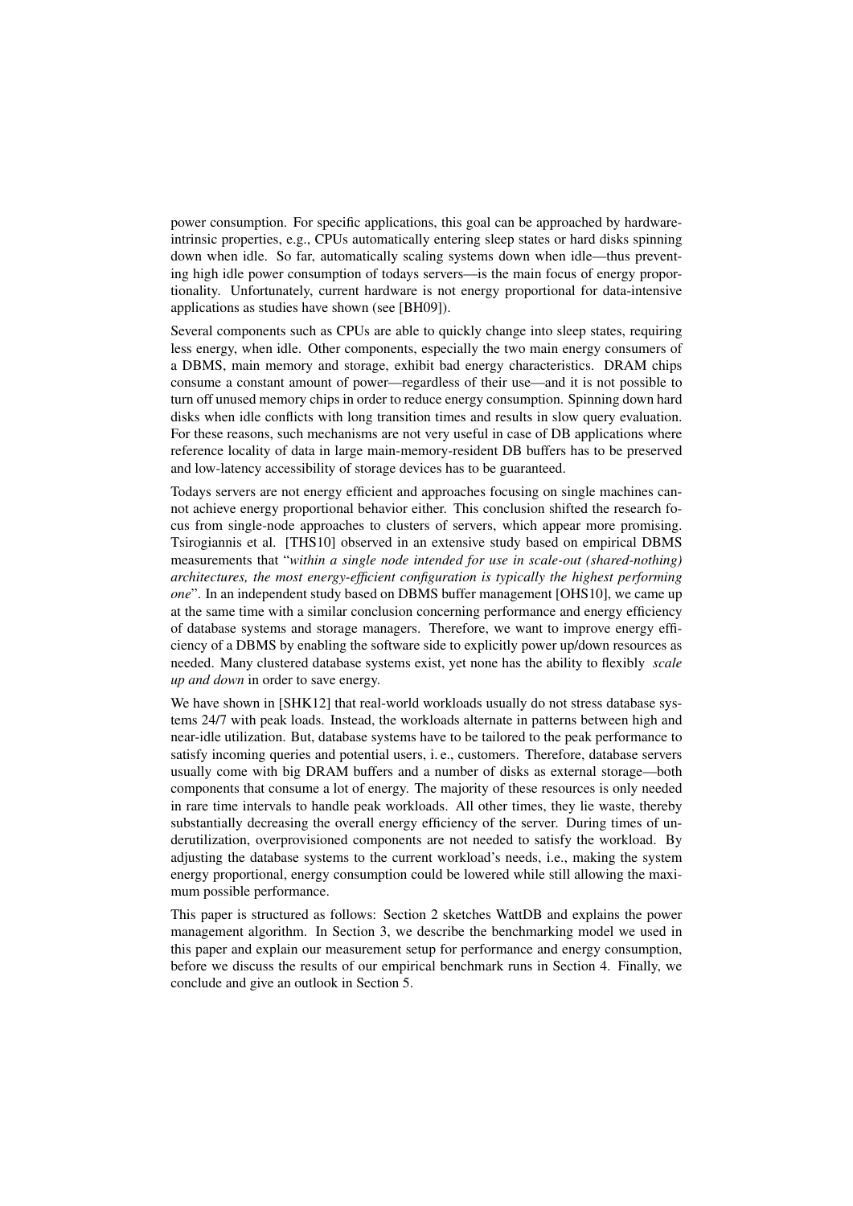power consumption. For specific applications, this goal can be approached by hardware-intrinsic properties, e.g., CPUs automatically entering sleep states or hard disks spinning down when idle. So far, automatically scaling systems down when idle—thus preventing high idle power consumption of todays servers—is the main focus of energy proportionality. Unfortunately, current hardware is not energy proportional for data-intensive applications as studies have shown (see [BH09]).

Several components such as CPUs are able to quickly change into sleep states, requiring less energy, when idle. Other components, especially the two main energy consumers of a DBMS, main memory and storage, exhibit bad energy characteristics. DRAM chips consume a constant amount of power—regardless of their use—and it is not possible to turn off unused memory chips in order to reduce energy consumption. Spinning down hard disks when idle conflicts with long transition times and results in slow query evaluation. For these reasons, such mechanisms are not very useful in case of DB applications where reference locality of data in large main-memory-resident DB buffers has to be preserved and low-latency accessibility of storage devices has to be guaranteed.

Todays servers are not energy efficient and approaches focusing on single machines cannot achieve energy proportional behavior either. This conclusion shifted the research focus from single-node approaches to clusters of servers, which appear more promising. Tsirogiannis et al. [THS10] observed in an extensive study based on empirical DBMS measurements that "*within a single node intended for use in scale-out (shared-nothing) architectures, the most energy-efficient configuration is typically the highest performing one*". In an independent study based on DBMS buffer management [OHS10], we came up at the same time with a similar conclusion concerning performance and energy efficiency of database systems and storage managers. Therefore, we want to improve energy efficiency of a DBMS by enabling the software side to explicitly power up/down resources as needed. Many clustered database systems exist, yet none has the ability to flexibly *scale up and down* in order to save energy.

We have shown in [SHK12] that real-world workloads usually do not stress database systems 24/7 with peak loads. Instead, the workloads alternate in patterns between high and near-idle utilization. But, database systems have to be tailored to the peak performance to satisfy incoming queries and potential users, i. e., customers. Therefore, database servers usually come with big DRAM buffers and a number of disks as external storage—both components that consume a lot of energy. The majority of these resources is only needed in rare time intervals to handle peak workloads. All other times, they lie waste, thereby substantially decreasing the overall energy efficiency of the server. During times of underutilization, overprovisioned components are not needed to satisfy the workload. By adjusting the database systems to the current workload's needs, i.e., making the system energy proportional, energy consumption could be lowered while still allowing the maximum possible performance.

This paper is structured as follows: Section 2 sketches WattDB and explains the power management algorithm. In Section 3, we describe the benchmarking model we used in this paper and explain our measurement setup for performance and energy consumption, before we discuss the results of our empirical benchmark runs in Section 4. Finally, we conclude and give an outlook in Section 5.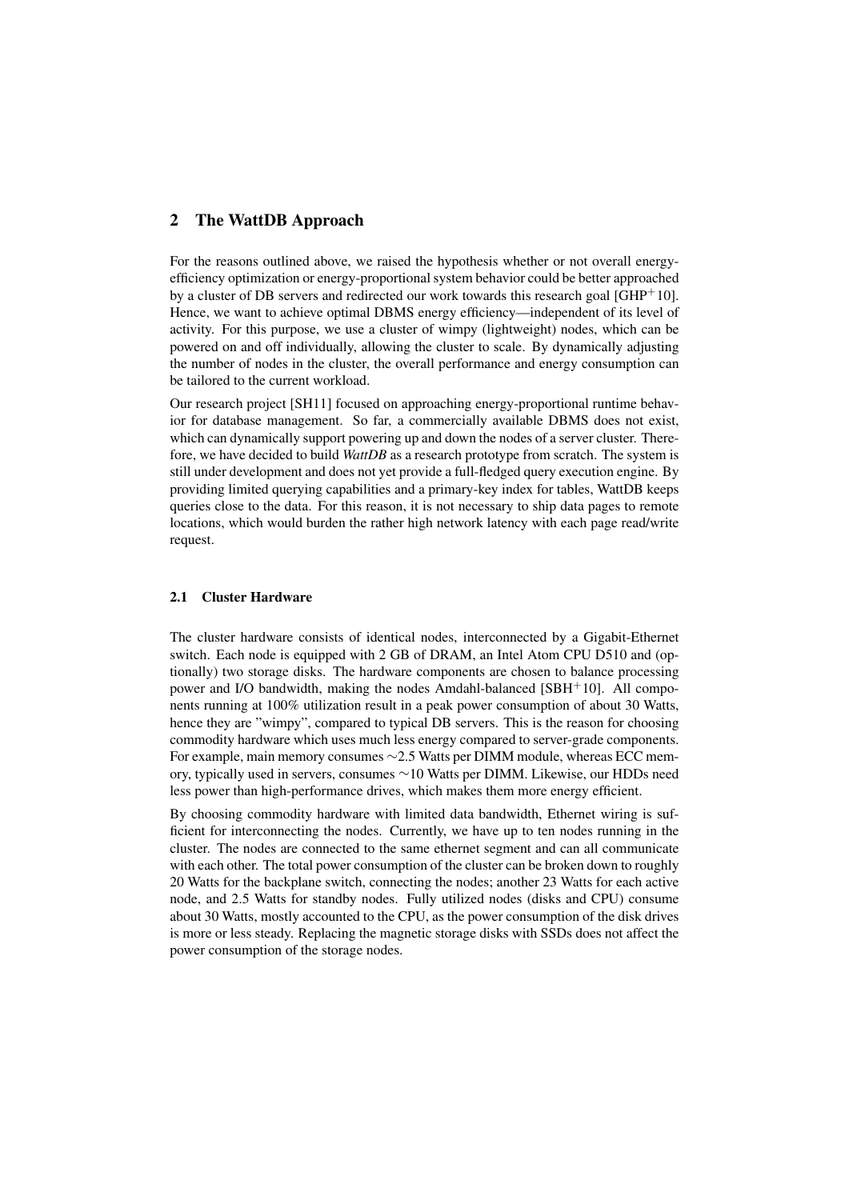## 2 The WattDB Approach

For the reasons outlined above, we raised the hypothesis whether or not overall energy-efficiency optimization or energy-proportional system behavior could be better approached by a cluster of DB servers and redirected our work towards this research goal [GHP+10]. Hence, we want to achieve optimal DBMS energy efficiency—independent of its level of activity. For this purpose, we use a cluster of wimpy (lightweight) nodes, which can be powered on and off individually, allowing the cluster to scale. By dynamically adjusting the number of nodes in the cluster, the overall performance and energy consumption can be tailored to the current workload.

Our research project [SH11] focused on approaching energy-proportional runtime behavior for database management. So far, a commercially available DBMS does not exist, which can dynamically support powering up and down the nodes of a server cluster. Therefore, we have decided to build *WattDB* as a research prototype from scratch. The system is still under development and does not yet provide a full-fledged query execution engine. By providing limited querying capabilities and a primary-key index for tables, WattDB keeps queries close to the data. For this reason, it is not necessary to ship data pages to remote locations, which would burden the rather high network latency with each page read/write request.

### 2.1 Cluster Hardware

The cluster hardware consists of identical nodes, interconnected by a Gigabit-Ethernet switch. Each node is equipped with 2 GB of DRAM, an Intel Atom CPU D510 and (optionally) two storage disks. The hardware components are chosen to balance processing power and I/O bandwidth, making the nodes Amdahl-balanced [SBH+10]. All components running at 100% utilization result in a peak power consumption of about 30 Watts, hence they are "wimpy", compared to typical DB servers. This is the reason for choosing commodity hardware which uses much less energy compared to server-grade components. For example, main memory consumes ~2.5 Watts per DIMM module, whereas ECC memory, typically used in servers, consumes ~10 Watts per DIMM. Likewise, our HDDs need less power than high-performance drives, which makes them more energy efficient.

By choosing commodity hardware with limited data bandwidth, Ethernet wiring is sufficient for interconnecting the nodes. Currently, we have up to ten nodes running in the cluster. The nodes are connected to the same ethernet segment and can all communicate with each other. The total power consumption of the cluster can be broken down to roughly 20 Watts for the backplane switch, connecting the nodes; another 23 Watts for each active node, and 2.5 Watts for standby nodes. Fully utilized nodes (disks and CPU) consume about 30 Watts, mostly accounted to the CPU, as the power consumption of the disk drives is more or less steady. Replacing the magnetic storage disks with SSDs does not affect the power consumption of the storage nodes.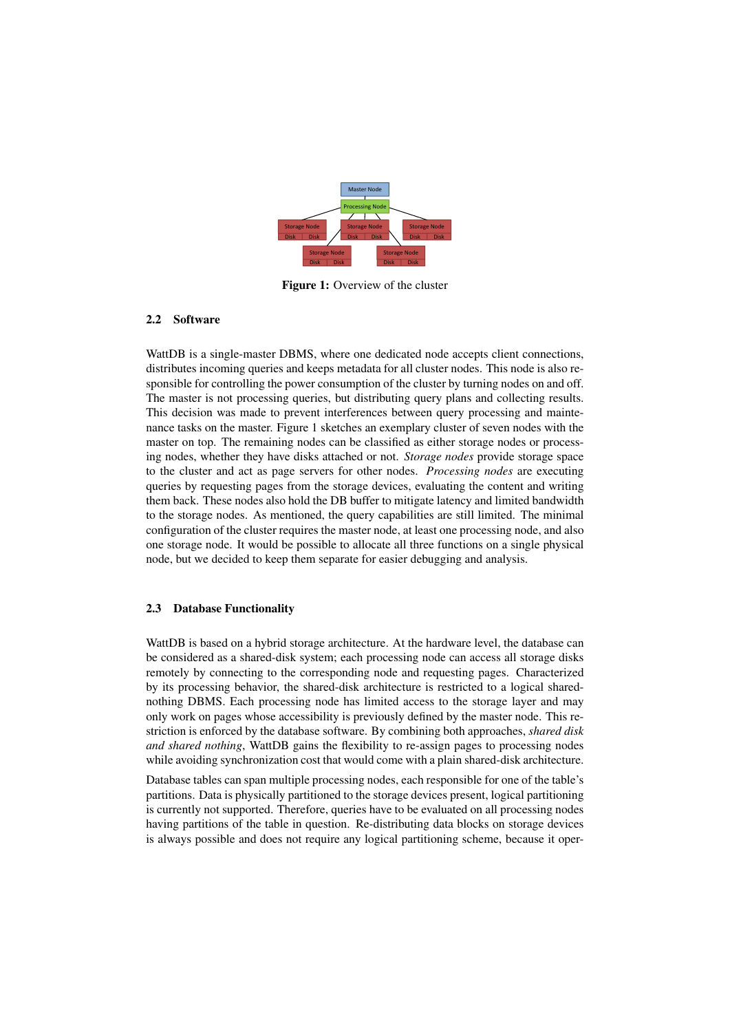**Figure 1:** Overview of the cluster

### 2.2 Software

WattDB is a single-master DBMS, where one dedicated node accepts client connections, distributes incoming queries and keeps metadata for all cluster nodes. This node is also responsible for controlling the power consumption of the cluster by turning nodes on and off. The master is not processing queries, but distributing query plans and collecting results. This decision was made to prevent interferences between query processing and maintenance tasks on the master. Figure 1 sketches an exemplary cluster of seven nodes with the master on top. The remaining nodes can be classified as either storage nodes or processing nodes, whether they have disks attached or not. *Storage nodes* provide storage space to the cluster and act as page servers for other nodes. *Processing nodes* are executing queries by requesting pages from the storage devices, evaluating the content and writing them back. These nodes also hold the DB buffer to mitigate latency and limited bandwidth to the storage nodes. As mentioned, the query capabilities are still limited. The minimal configuration of the cluster requires the master node, at least one processing node, and also one storage node. It would be possible to allocate all three functions on a single physical node, but we decided to keep them separate for easier debugging and analysis.

### 2.3 Database Functionality

WattDB is based on a hybrid storage architecture. At the hardware level, the database can be considered as a shared-disk system; each processing node can access all storage disks remotely by connecting to the corresponding node and requesting pages. Characterized by its processing behavior, the shared-disk architecture is restricted to a logical shared-nothing DBMS. Each processing node has limited access to the storage layer and may only work on pages whose accessibility is previously defined by the master node. This restriction is enforced by the database software. By combining both approaches, *shared disk and shared nothing*, WattDB gains the flexibility to re-assign pages to processing nodes while avoiding synchronization cost that would come with a plain shared-disk architecture.

Database tables can span multiple processing nodes, each responsible for one of the table's partitions. Data is physically partitioned to the storage devices present, logical partitioning is currently not supported. Therefore, queries have to be evaluated on all processing nodes having partitions of the table in question. Re-distributing data blocks on storage devices is always possible and does not require any logical partitioning scheme, because it oper-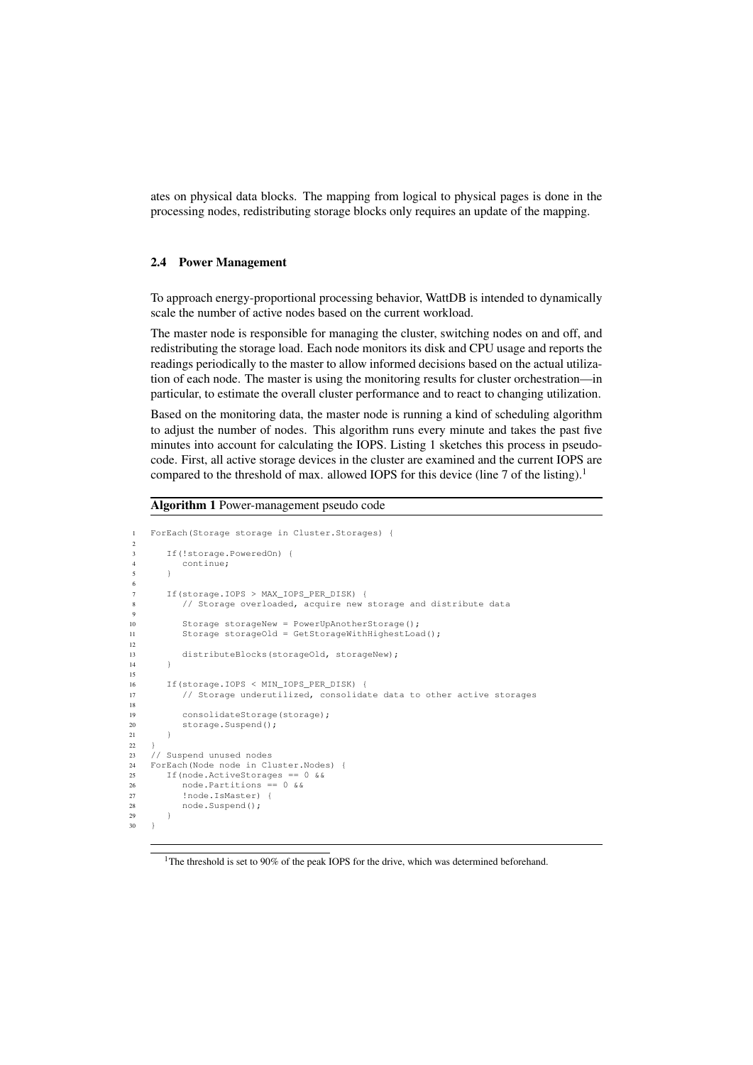ates on physical data blocks. The mapping from logical to physical pages is done in the processing nodes, redistributing storage blocks only requires an update of the mapping.

### 2.4 Power Management

To approach energy-proportional processing behavior, WattDB is intended to dynamically scale the number of active nodes based on the current workload.

The master node is responsible for managing the cluster, switching nodes on and off, and redistributing the storage load. Each node monitors its disk and CPU usage and reports the readings periodically to the master to allow informed decisions based on the actual utilization of each node. The master is using the monitoring results for cluster orchestration—in particular, to estimate the overall cluster performance and to react to changing utilization.

Based on the monitoring data, the master node is running a kind of scheduling algorithm to adjust the number of nodes. This algorithm runs every minute and takes the past five minutes into account for calculating the IOPS. Listing 1 sketches this process in pseudocode. First, all active storage devices in the cluster are examined and the current IOPS are compared to the threshold of max. allowed IOPS for this device (line 7 of the listing).[1]

**Algorithm 1** Power-management pseudo code

```
1  ForEach(Storage storage in Cluster.Storages) {
2
3     If(!storage.PoweredOn) {
4        continue;
5     }
6
7     If(storage.IOPS > MAX_IOPS_PER_DISK) {
8        // Storage overloaded, acquire new storage and distribute data
9
10       Storage storageNew = PowerUpAnotherStorage();
11       Storage storageOld = GetStorageWithHighestLoad();
12
13       distributeBlocks(storageOld, storageNew);
14    }
15
16    If(storage.IOPS < MIN_IOPS_PER_DISK) {
17       // Storage underutilized, consolidate data to other active storages
18
19       consolidateStorage(storage);
20       storage.Suspend();
21    }
22 }
23 // Suspend unused nodes
24 ForEach(Node node in Cluster.Nodes) {
25    If(node.ActiveStorages == 0 &&
26       node.Partitions == 0 &&
27       !node.IsMaster) {
28       node.Suspend();
29    }
30 }
```

[1] The threshold is set to 90% of the peak IOPS for the drive, which was determined beforehand.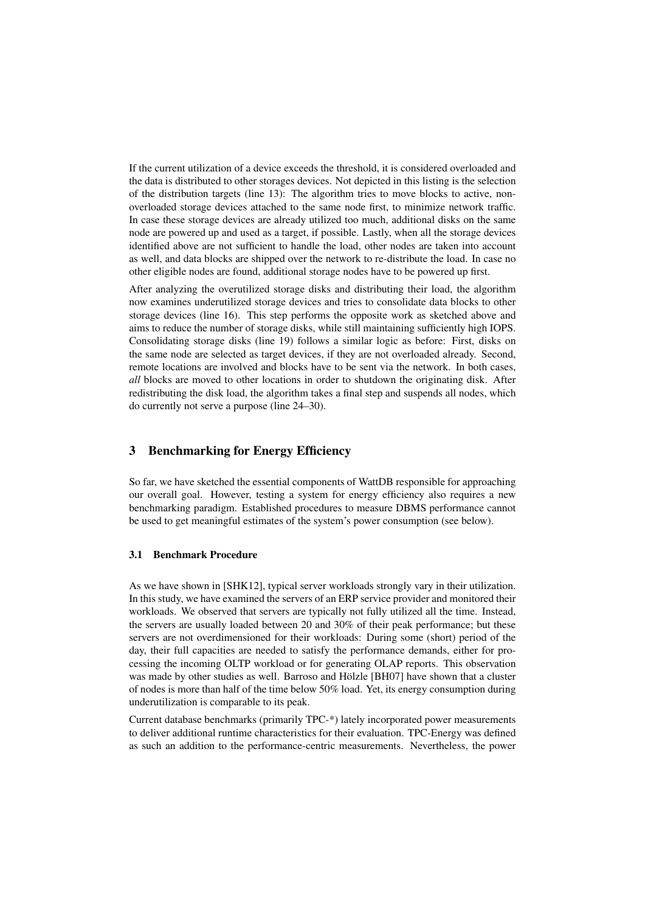If the current utilization of a device exceeds the threshold, it is considered overloaded and the data is distributed to other storages devices. Not depicted in this listing is the selection of the distribution targets (line 13): The algorithm tries to move blocks to active, non-overloaded storage devices attached to the same node first, to minimize network traffic. In case these storage devices are already utilized too much, additional disks on the same node are powered up and used as a target, if possible. Lastly, when all the storage devices identified above are not sufficient to handle the load, other nodes are taken into account as well, and data blocks are shipped over the network to re-distribute the load. In case no other eligible nodes are found, additional storage nodes have to be powered up first.

After analyzing the overutilized storage disks and distributing their load, the algorithm now examines underutilized storage devices and tries to consolidate data blocks to other storage devices (line 16). This step performs the opposite work as sketched above and aims to reduce the number of storage disks, while still maintaining sufficiently high IOPS. Consolidating storage disks (line 19) follows a similar logic as before: First, disks on the same node are selected as target devices, if they are not overloaded already. Second, remote locations are involved and blocks have to be sent via the network. In both cases, *all* blocks are moved to other locations in order to shutdown the originating disk. After redistributing the disk load, the algorithm takes a final step and suspends all nodes, which do currently not serve a purpose (line 24–30).

## 3 Benchmarking for Energy Efficiency

So far, we have sketched the essential components of WattDB responsible for approaching our overall goal. However, testing a system for energy efficiency also requires a new benchmarking paradigm. Established procedures to measure DBMS performance cannot be used to get meaningful estimates of the system's power consumption (see below).

### 3.1 Benchmark Procedure

As we have shown in [SHK12], typical server workloads strongly vary in their utilization. In this study, we have examined the servers of an ERP service provider and monitored their workloads. We observed that servers are typically not fully utilized all the time. Instead, the servers are usually loaded between 20 and 30% of their peak performance; but these servers are not overdimensioned for their workloads: During some (short) period of the day, their full capacities are needed to satisfy the performance demands, either for processing the incoming OLTP workload or for generating OLAP reports. This observation was made by other studies as well. Barroso and Hölzle [BH07] have shown that a cluster of nodes is more than half of the time below 50% load. Yet, its energy consumption during underutilization is comparable to its peak.

Current database benchmarks (primarily TPC-*) lately incorporated power measurements to deliver additional runtime characteristics for their evaluation. TPC-Energy was defined as such an addition to the performance-centric measurements. Nevertheless, the power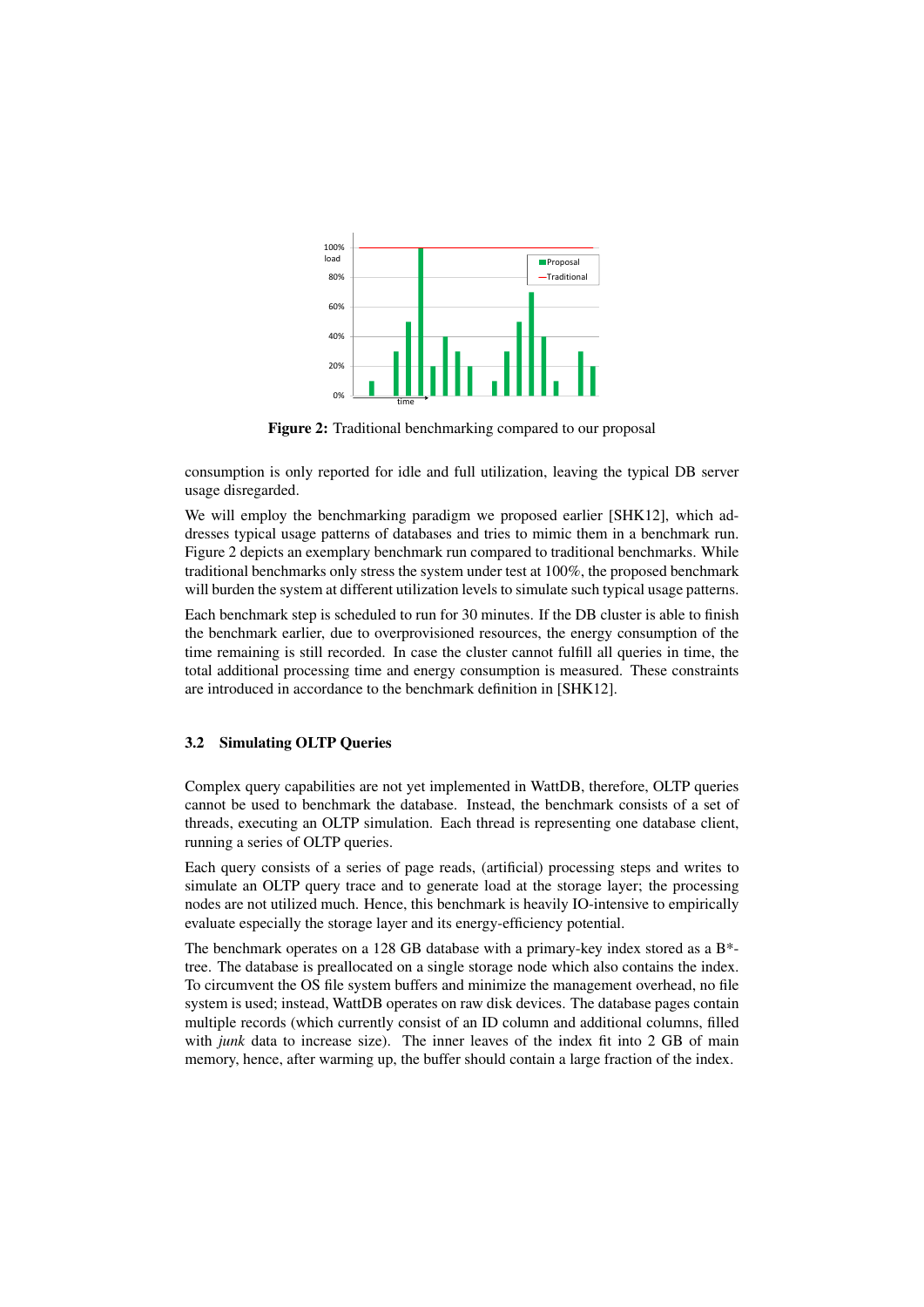Figure 2: Traditional benchmarking compared to our proposal

consumption is only reported for idle and full utilization, leaving the typical DB server usage disregarded.

We will employ the benchmarking paradigm we proposed earlier [SHK12], which addresses typical usage patterns of databases and tries to mimic them in a benchmark run. Figure 2 depicts an exemplary benchmark run compared to traditional benchmarks. While traditional benchmarks only stress the system under test at 100%, the proposed benchmark will burden the system at different utilization levels to simulate such typical usage patterns.

Each benchmark step is scheduled to run for 30 minutes. If the DB cluster is able to finish the benchmark earlier, due to overprovisioned resources, the energy consumption of the time remaining is still recorded. In case the cluster cannot fulfill all queries in time, the total additional processing time and energy consumption is measured. These constraints are introduced in accordance to the benchmark definition in [SHK12].

### 3.2 Simulating OLTP Queries

Complex query capabilities are not yet implemented in WattDB, therefore, OLTP queries cannot be used to benchmark the database. Instead, the benchmark consists of a set of threads, executing an OLTP simulation. Each thread is representing one database client, running a series of OLTP queries.

Each query consists of a series of page reads, (artificial) processing steps and writes to simulate an OLTP query trace and to generate load at the storage layer; the processing nodes are not utilized much. Hence, this benchmark is heavily IO-intensive to empirically evaluate especially the storage layer and its energy-efficiency potential.

The benchmark operates on a 128 GB database with a primary-key index stored as a B*-tree. The database is preallocated on a single storage node which also contains the index. To circumvent the OS file system buffers and minimize the management overhead, no file system is used; instead, WattDB operates on raw disk devices. The database pages contain multiple records (which currently consist of an ID column and additional columns, filled with *junk* data to increase size). The inner leaves of the index fit into 2 GB of main memory, hence, after warming up, the buffer should contain a large fraction of the index.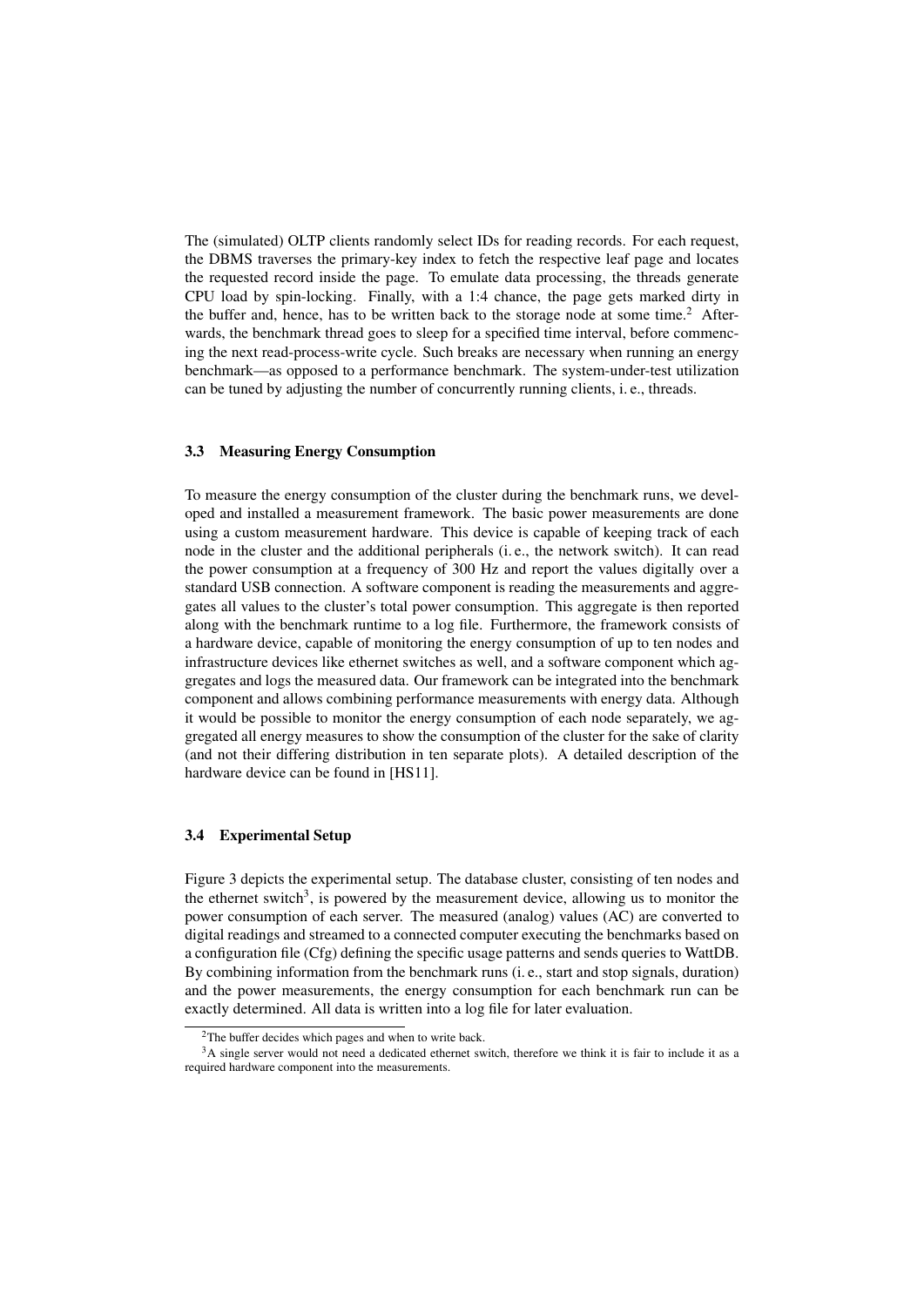The (simulated) OLTP clients randomly select IDs for reading records. For each request, the DBMS traverses the primary-key index to fetch the respective leaf page and locates the requested record inside the page. To emulate data processing, the threads generate CPU load by spin-locking. Finally, with a 1:4 chance, the page gets marked dirty in the buffer and, hence, has to be written back to the storage node at some time.[2] Afterwards, the benchmark thread goes to sleep for a specified time interval, before commencing the next read-process-write cycle. Such breaks are necessary when running an energy benchmark—as opposed to a performance benchmark. The system-under-test utilization can be tuned by adjusting the number of concurrently running clients, i. e., threads.

### 3.3 Measuring Energy Consumption

To measure the energy consumption of the cluster during the benchmark runs, we developed and installed a measurement framework. The basic power measurements are done using a custom measurement hardware. This device is capable of keeping track of each node in the cluster and the additional peripherals (i. e., the network switch). It can read the power consumption at a frequency of 300 Hz and report the values digitally over a standard USB connection. A software component is reading the measurements and aggregates all values to the cluster's total power consumption. This aggregate is then reported along with the benchmark runtime to a log file. Furthermore, the framework consists of a hardware device, capable of monitoring the energy consumption of up to ten nodes and infrastructure devices like ethernet switches as well, and a software component which aggregates and logs the measured data. Our framework can be integrated into the benchmark component and allows combining performance measurements with energy data. Although it would be possible to monitor the energy consumption of each node separately, we aggregated all energy measures to show the consumption of the cluster for the sake of clarity (and not their differing distribution in ten separate plots). A detailed description of the hardware device can be found in [HS11].

### 3.4 Experimental Setup

Figure 3 depicts the experimental setup. The database cluster, consisting of ten nodes and the ethernet switch[3], is powered by the measurement device, allowing us to monitor the power consumption of each server. The measured (analog) values (AC) are converted to digital readings and streamed to a connected computer executing the benchmarks based on a configuration file (Cfg) defining the specific usage patterns and sends queries to WattDB. By combining information from the benchmark runs (i. e., start and stop signals, duration) and the power measurements, the energy consumption for each benchmark run can be exactly determined. All data is written into a log file for later evaluation.

[2] The buffer decides which pages and when to write back.

[3] A single server would not need a dedicated ethernet switch, therefore we think it is fair to include it as a required hardware component into the measurements.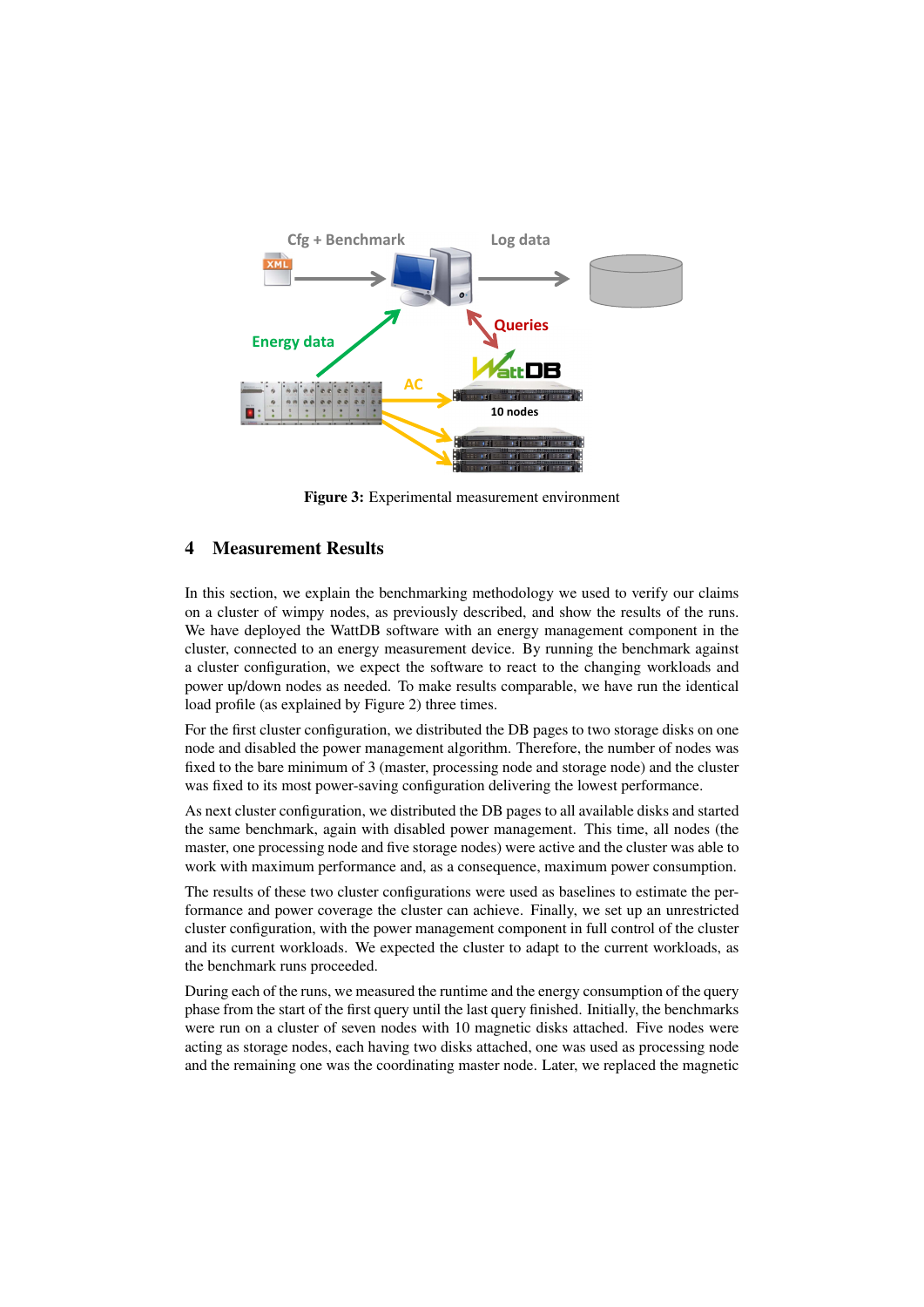**Figure 3:** Experimental measurement environment

## 4 Measurement Results

In this section, we explain the benchmarking methodology we used to verify our claims on a cluster of wimpy nodes, as previously described, and show the results of the runs. We have deployed the WattDB software with an energy management component in the cluster, connected to an energy measurement device. By running the benchmark against a cluster configuration, we expect the software to react to the changing workloads and power up/down nodes as needed. To make results comparable, we have run the identical load profile (as explained by Figure 2) three times.

For the first cluster configuration, we distributed the DB pages to two storage disks on one node and disabled the power management algorithm. Therefore, the number of nodes was fixed to the bare minimum of 3 (master, processing node and storage node) and the cluster was fixed to its most power-saving configuration delivering the lowest performance.

As next cluster configuration, we distributed the DB pages to all available disks and started the same benchmark, again with disabled power management. This time, all nodes (the master, one processing node and five storage nodes) were active and the cluster was able to work with maximum performance and, as a consequence, maximum power consumption.

The results of these two cluster configurations were used as baselines to estimate the performance and power coverage the cluster can achieve. Finally, we set up an unrestricted cluster configuration, with the power management component in full control of the cluster and its current workloads. We expected the cluster to adapt to the current workloads, as the benchmark runs proceeded.

During each of the runs, we measured the runtime and the energy consumption of the query phase from the start of the first query until the last query finished. Initially, the benchmarks were run on a cluster of seven nodes with 10 magnetic disks attached. Five nodes were acting as storage nodes, each having two disks attached, one was used as processing node and the remaining one was the coordinating master node. Later, we replaced the magnetic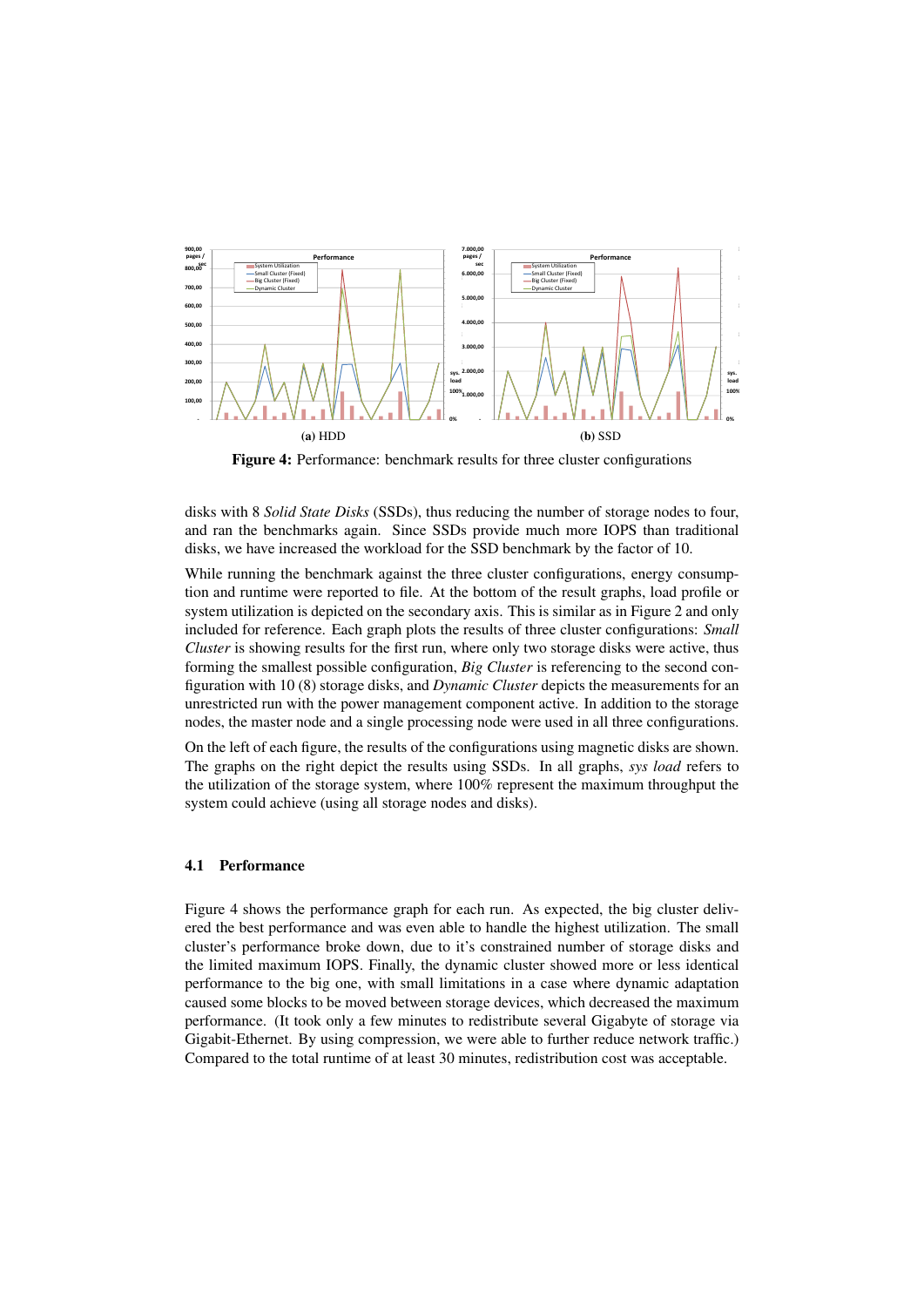**(a)** HDD **(b)** SSD

**Figure 4:** Performance: benchmark results for three cluster configurations

disks with 8 *Solid State Disks* (SSDs), thus reducing the number of storage nodes to four, and ran the benchmarks again. Since SSDs provide much more IOPS than traditional disks, we have increased the workload for the SSD benchmark by the factor of 10.

While running the benchmark against the three cluster configurations, energy consumption and runtime were reported to file. At the bottom of the result graphs, load profile or system utilization is depicted on the secondary axis. This is similar as in Figure 2 and only included for reference. Each graph plots the results of three cluster configurations: *Small Cluster* is showing results for the first run, where only two storage disks were active, thus forming the smallest possible configuration, *Big Cluster* is referencing to the second configuration with 10 (8) storage disks, and *Dynamic Cluster* depicts the measurements for an unrestricted run with the power management component active. In addition to the storage nodes, the master node and a single processing node were used in all three configurations.

On the left of each figure, the results of the configurations using magnetic disks are shown. The graphs on the right depict the results using SSDs. In all graphs, *sys load* refers to the utilization of the storage system, where 100% represent the maximum throughput the system could achieve (using all storage nodes and disks).

### 4.1 Performance

Figure 4 shows the performance graph for each run. As expected, the big cluster delivered the best performance and was even able to handle the highest utilization. The small cluster's performance broke down, due to it's constrained number of storage disks and the limited maximum IOPS. Finally, the dynamic cluster showed more or less identical performance to the big one, with small limitations in a case where dynamic adaptation caused some blocks to be moved between storage devices, which decreased the maximum performance. (It took only a few minutes to redistribute several Gigabyte of storage via Gigabit-Ethernet. By using compression, we were able to further reduce network traffic.) Compared to the total runtime of at least 30 minutes, redistribution cost was acceptable.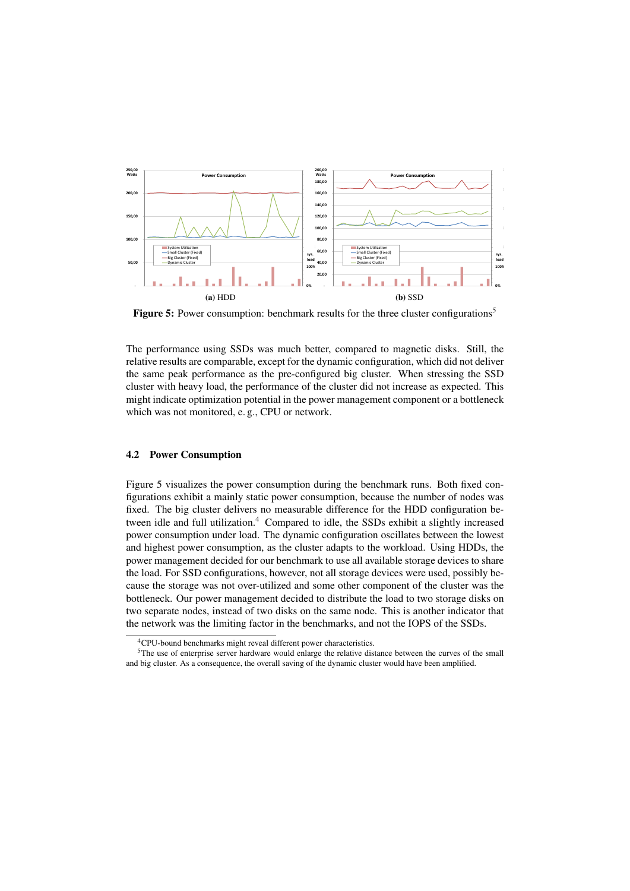**(a)** HDD

**(b)** SSD

**Figure 5:** Power consumption: benchmark results for the three cluster configurations[5]

The performance using SSDs was much better, compared to magnetic disks. Still, the relative results are comparable, except for the dynamic configuration, which did not deliver the same peak performance as the pre-configured big cluster. When stressing the SSD cluster with heavy load, the performance of the cluster did not increase as expected. This might indicate optimization potential in the power management component or a bottleneck which was not monitored, e. g., CPU or network.

### 4.2 Power Consumption

Figure 5 visualizes the power consumption during the benchmark runs. Both fixed configurations exhibit a mainly static power consumption, because the number of nodes was fixed. The big cluster delivers no measurable difference for the HDD configuration between idle and full utilization.[4] Compared to idle, the SSDs exhibit a slightly increased power consumption under load. The dynamic configuration oscillates between the lowest and highest power consumption, as the cluster adapts to the workload. Using HDDs, the power management decided for our benchmark to use all available storage devices to share the load. For SSD configurations, however, not all storage devices were used, possibly because the storage was not over-utilized and some other component of the cluster was the bottleneck. Our power management decided to distribute the load to two storage disks on two separate nodes, instead of two disks on the same node. This is another indicator that the network was the limiting factor in the benchmarks, and not the IOPS of the SSDs.

[4] CPU-bound benchmarks might reveal different power characteristics.

[5] The use of enterprise server hardware would enlarge the relative distance between the curves of the small and big cluster. As a consequence, the overall saving of the dynamic cluster would have been amplified.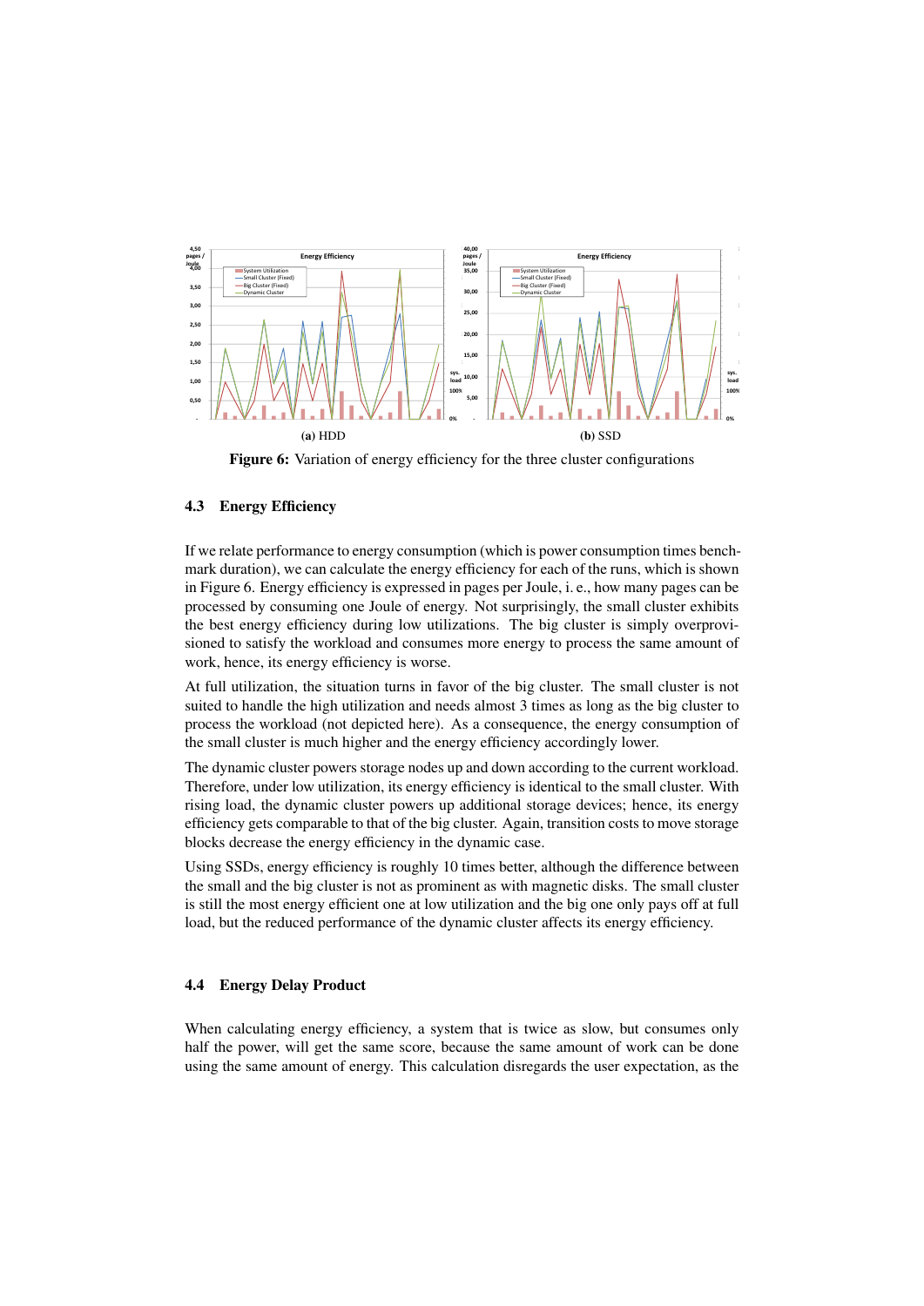**(a)** HDD

**(b)** SSD

**Figure 6:** Variation of energy efficiency for the three cluster configurations

### 4.3 Energy Efficiency

If we relate performance to energy consumption (which is power consumption times benchmark duration), we can calculate the energy efficiency for each of the runs, which is shown in Figure 6. Energy efficiency is expressed in pages per Joule, i. e., how many pages can be processed by consuming one Joule of energy. Not surprisingly, the small cluster exhibits the best energy efficiency during low utilizations. The big cluster is simply overprovisioned to satisfy the workload and consumes more energy to process the same amount of work, hence, its energy efficiency is worse.

At full utilization, the situation turns in favor of the big cluster. The small cluster is not suited to handle the high utilization and needs almost 3 times as long as the big cluster to process the workload (not depicted here). As a consequence, the energy consumption of the small cluster is much higher and the energy efficiency accordingly lower.

The dynamic cluster powers storage nodes up and down according to the current workload. Therefore, under low utilization, its energy efficiency is identical to the small cluster. With rising load, the dynamic cluster powers up additional storage devices; hence, its energy efficiency gets comparable to that of the big cluster. Again, transition costs to move storage blocks decrease the energy efficiency in the dynamic case.

Using SSDs, energy efficiency is roughly 10 times better, although the difference between the small and the big cluster is not as prominent as with magnetic disks. The small cluster is still the most energy efficient one at low utilization and the big one only pays off at full load, but the reduced performance of the dynamic cluster affects its energy efficiency.

### 4.4 Energy Delay Product

When calculating energy efficiency, a system that is twice as slow, but consumes only half the power, will get the same score, because the same amount of work can be done using the same amount of energy. This calculation disregards the user expectation, as the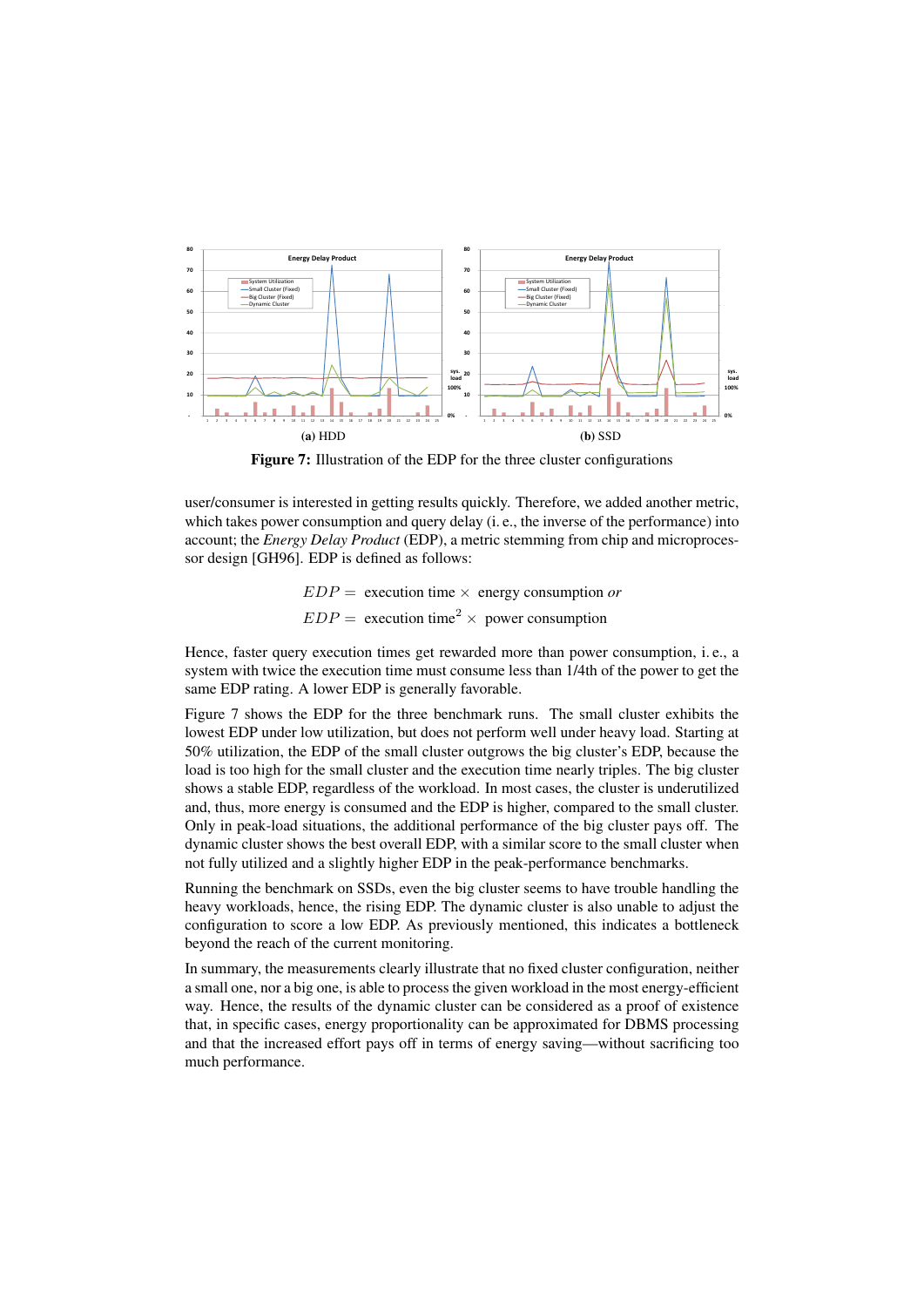**(a)** HDD

**(b)** SSD

**Figure 7:** Illustration of the EDP for the three cluster configurations

user/consumer is interested in getting results quickly. Therefore, we added another metric, which takes power consumption and query delay (i. e., the inverse of the performance) into account; the *Energy Delay Product* (EDP), a metric stemming from chip and microprocessor design [GH96]. EDP is defined as follows:

$$EDP = \text{ execution time} \times \text{ energy consumption } \textit{or}$$

$$EDP = \text{ execution time}^2 \times \text{ power consumption}$$

Hence, faster query execution times get rewarded more than power consumption, i. e., a system with twice the execution time must consume less than 1/4th of the power to get the same EDP rating. A lower EDP is generally favorable.

Figure 7 shows the EDP for the three benchmark runs. The small cluster exhibits the lowest EDP under low utilization, but does not perform well under heavy load. Starting at 50% utilization, the EDP of the small cluster outgrows the big cluster's EDP, because the load is too high for the small cluster and the execution time nearly triples. The big cluster shows a stable EDP, regardless of the workload. In most cases, the cluster is underutilized and, thus, more energy is consumed and the EDP is higher, compared to the small cluster. Only in peak-load situations, the additional performance of the big cluster pays off. The dynamic cluster shows the best overall EDP, with a similar score to the small cluster when not fully utilized and a slightly higher EDP in the peak-performance benchmarks.

Running the benchmark on SSDs, even the big cluster seems to have trouble handling the heavy workloads, hence, the rising EDP. The dynamic cluster is also unable to adjust the configuration to score a low EDP. As previously mentioned, this indicates a bottleneck beyond the reach of the current monitoring.

In summary, the measurements clearly illustrate that no fixed cluster configuration, neither a small one, nor a big one, is able to process the given workload in the most energy-efficient way. Hence, the results of the dynamic cluster can be considered as a proof of existence that, in specific cases, energy proportionality can be approximated for DBMS processing and that the increased effort pays off in terms of energy saving—without sacrificing too much performance.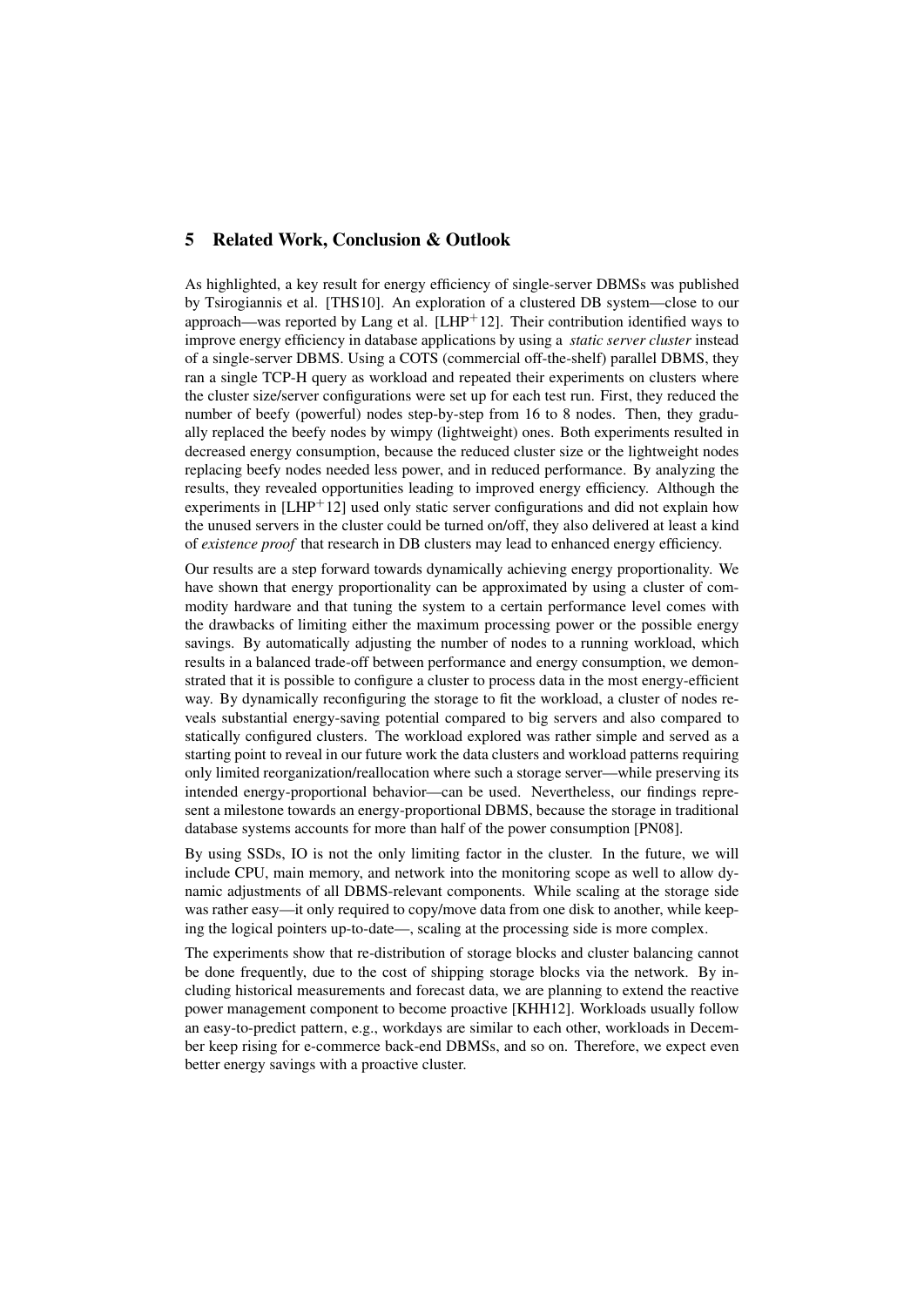## 5 Related Work, Conclusion & Outlook

As highlighted, a key result for energy efficiency of single-server DBMSs was published by Tsirogiannis et al. [THS10]. An exploration of a clustered DB system—close to our approach—was reported by Lang et al. [LHP$^+$12]. Their contribution identified ways to improve energy efficiency in database applications by using a *static server cluster* instead of a single-server DBMS. Using a COTS (commercial off-the-shelf) parallel DBMS, they ran a single TCP-H query as workload and repeated their experiments on clusters where the cluster size/server configurations were set up for each test run. First, they reduced the number of beefy (powerful) nodes step-by-step from 16 to 8 nodes. Then, they gradually replaced the beefy nodes by wimpy (lightweight) ones. Both experiments resulted in decreased energy consumption, because the reduced cluster size or the lightweight nodes replacing beefy nodes needed less power, and in reduced performance. By analyzing the results, they revealed opportunities leading to improved energy efficiency. Although the experiments in [LHP$^+$12] used only static server configurations and did not explain how the unused servers in the cluster could be turned on/off, they also delivered at least a kind of *existence proof* that research in DB clusters may lead to enhanced energy efficiency.

Our results are a step forward towards dynamically achieving energy proportionality. We have shown that energy proportionality can be approximated by using a cluster of commodity hardware and that tuning the system to a certain performance level comes with the drawbacks of limiting either the maximum processing power or the possible energy savings. By automatically adjusting the number of nodes to a running workload, which results in a balanced trade-off between performance and energy consumption, we demonstrated that it is possible to configure a cluster to process data in the most energy-efficient way. By dynamically reconfiguring the storage to fit the workload, a cluster of nodes reveals substantial energy-saving potential compared to big servers and also compared to statically configured clusters. The workload explored was rather simple and served as a starting point to reveal in our future work the data clusters and workload patterns requiring only limited reorganization/reallocation where such a storage server—while preserving its intended energy-proportional behavior—can be used. Nevertheless, our findings represent a milestone towards an energy-proportional DBMS, because the storage in traditional database systems accounts for more than half of the power consumption [PN08].

By using SSDs, IO is not the only limiting factor in the cluster. In the future, we will include CPU, main memory, and network into the monitoring scope as well to allow dynamic adjustments of all DBMS-relevant components. While scaling at the storage side was rather easy—it only required to copy/move data from one disk to another, while keeping the logical pointers up-to-date—, scaling at the processing side is more complex.

The experiments show that re-distribution of storage blocks and cluster balancing cannot be done frequently, due to the cost of shipping storage blocks via the network. By including historical measurements and forecast data, we are planning to extend the reactive power management component to become proactive [KHH12]. Workloads usually follow an easy-to-predict pattern, e.g., workdays are similar to each other, workloads in December keep rising for e-commerce back-end DBMSs, and so on. Therefore, we expect even better energy savings with a proactive cluster.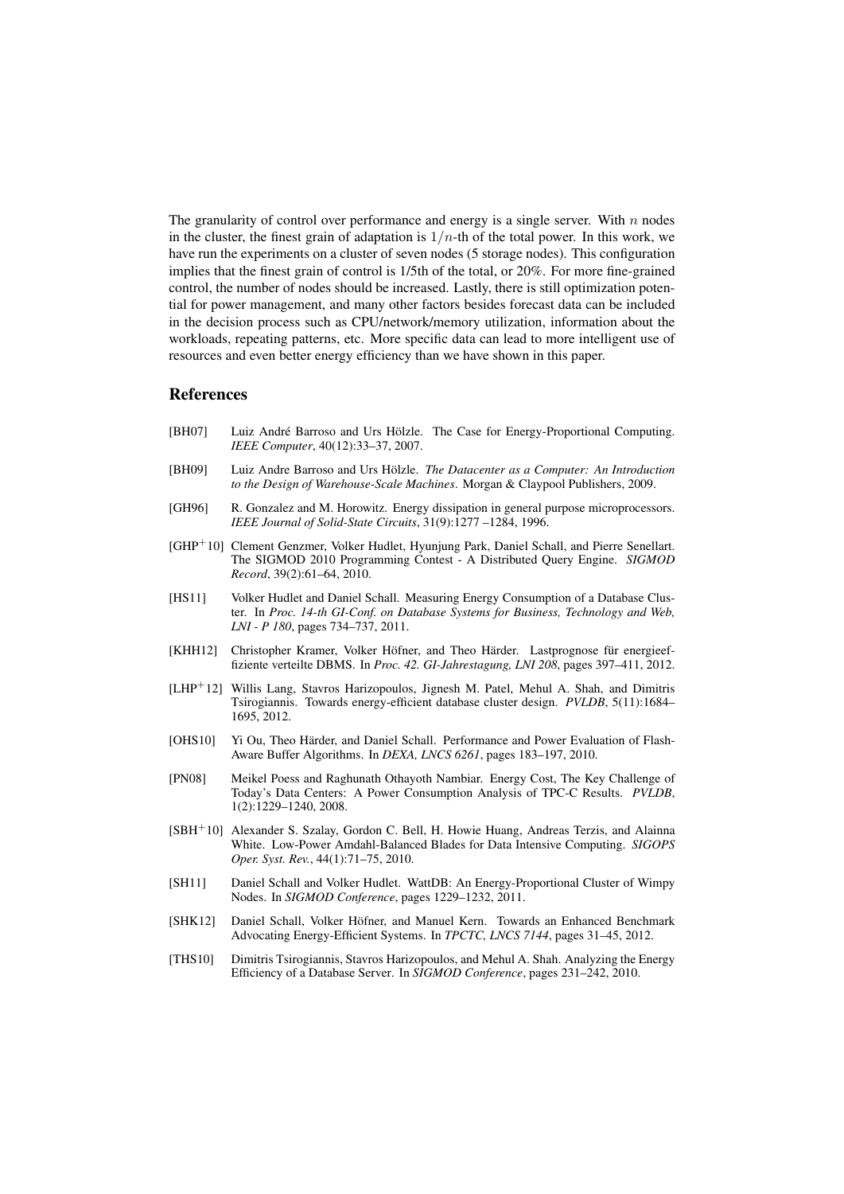The granularity of control over performance and energy is a single server. With $n$ nodes in the cluster, the finest grain of adaptation is $1/n$-th of the total power. In this work, we have run the experiments on a cluster of seven nodes (5 storage nodes). This configuration implies that the finest grain of control is 1/5th of the total, or 20%. For more fine-grained control, the number of nodes should be increased. Lastly, there is still optimization potential for power management, and many other factors besides forecast data can be included in the decision process such as CPU/network/memory utilization, information about the workloads, repeating patterns, etc. More specific data can lead to more intelligent use of resources and even better energy efficiency than we have shown in this paper.

## References

[BH07] Luiz André Barroso and Urs Hölzle. The Case for Energy-Proportional Computing. *IEEE Computer*, 40(12):33–37, 2007.

[BH09] Luiz Andre Barroso and Urs Hölzle. *The Datacenter as a Computer: An Introduction to the Design of Warehouse-Scale Machines*. Morgan & Claypool Publishers, 2009.

[GH96] R. Gonzalez and M. Horowitz. Energy dissipation in general purpose microprocessors. *IEEE Journal of Solid-State Circuits*, 31(9):1277 –1284, 1996.

[GHP+10] Clement Genzmer, Volker Hudlet, Hyunjung Park, Daniel Schall, and Pierre Senellart. The SIGMOD 2010 Programming Contest - A Distributed Query Engine. *SIGMOD Record*, 39(2):61–64, 2010.

[HS11] Volker Hudlet and Daniel Schall. Measuring Energy Consumption of a Database Cluster. In *Proc. 14-th GI-Conf. on Database Systems for Business, Technology and Web, LNI - P 180*, pages 734–737, 2011.

[KHH12] Christopher Kramer, Volker Höfner, and Theo Härder. Lastprognose für energieeffiziente verteilte DBMS. In *Proc. 42. GI-Jahrestagung, LNI 208*, pages 397–411, 2012.

[LHP+12] Willis Lang, Stavros Harizopoulos, Jignesh M. Patel, Mehul A. Shah, and Dimitris Tsirogiannis. Towards energy-efficient database cluster design. *PVLDB*, 5(11):1684–1695, 2012.

[OHS10] Yi Ou, Theo Härder, and Daniel Schall. Performance and Power Evaluation of Flash-Aware Buffer Algorithms. In *DEXA, LNCS 6261*, pages 183–197, 2010.

[PN08] Meikel Poess and Raghunath Othayoth Nambiar. Energy Cost, The Key Challenge of Today's Data Centers: A Power Consumption Analysis of TPC-C Results. *PVLDB*, 1(2):1229–1240, 2008.

[SBH+10] Alexander S. Szalay, Gordon C. Bell, H. Howie Huang, Andreas Terzis, and Alainna White. Low-Power Amdahl-Balanced Blades for Data Intensive Computing. *SIGOPS Oper. Syst. Rev.*, 44(1):71–75, 2010.

[SH11] Daniel Schall and Volker Hudlet. WattDB: An Energy-Proportional Cluster of Wimpy Nodes. In *SIGMOD Conference*, pages 1229–1232, 2011.

[SHK12] Daniel Schall, Volker Höfner, and Manuel Kern. Towards an Enhanced Benchmark Advocating Energy-Efficient Systems. In *TPCTC, LNCS 7144*, pages 31–45, 2012.

[THS10] Dimitris Tsirogiannis, Stavros Harizopoulos, and Mehul A. Shah. Analyzing the Energy Efficiency of a Database Server. In *SIGMOD Conference*, pages 231–242, 2010.